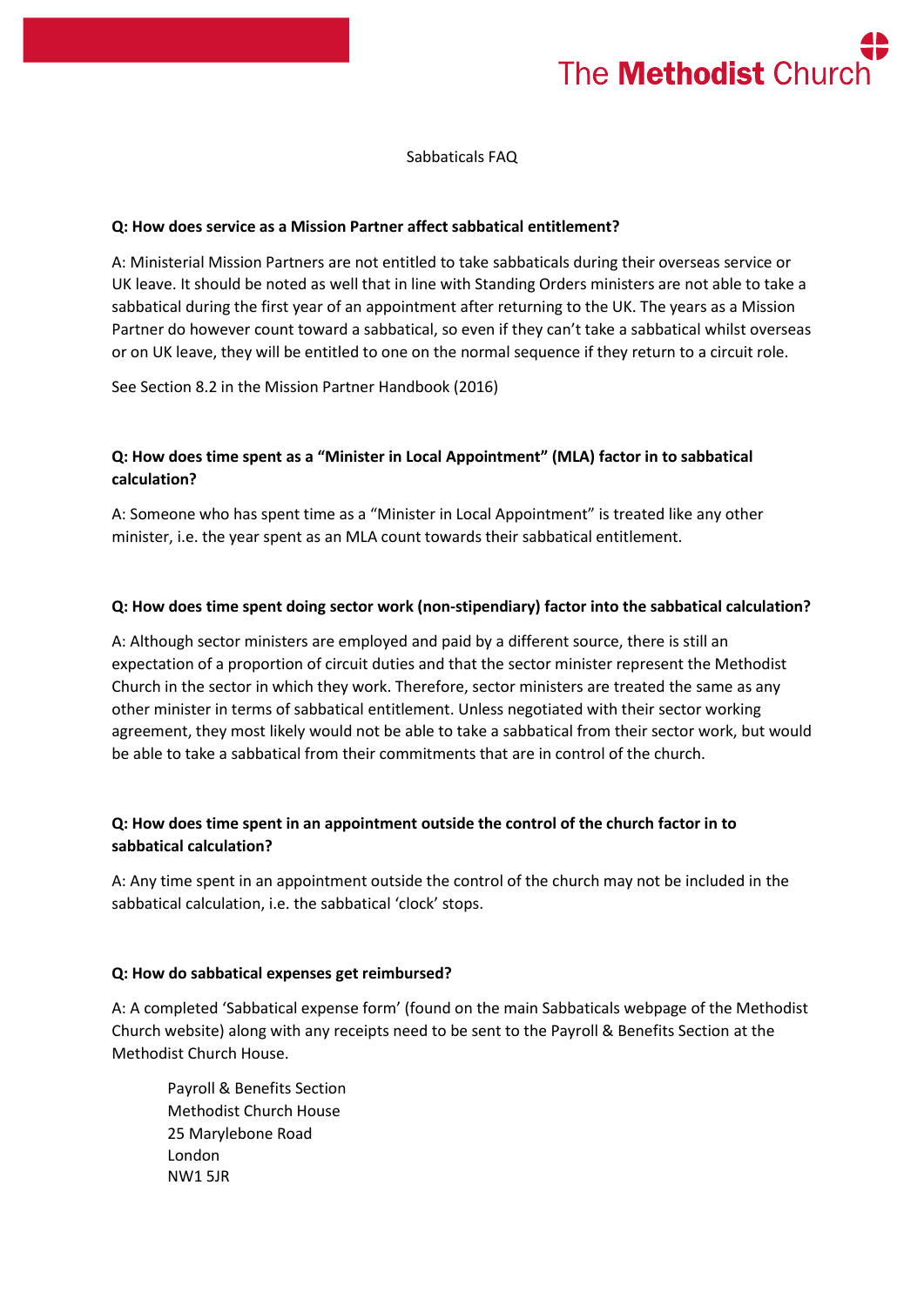Sabbaticals FAQ

**Q: How does service as a Mission Partner affect sabbatical entitlement?**

A: Ministerial Mission Partners are not entitled to take sabbaticals during their overseas service or UK leave. It should be noted as well that in line with Standing Orders ministers are not able to take a sabbatical during the first year of an appointment after returning to the UK. The years as a Mission Partner do however count toward a sabbatical, so even if they can't take a sabbatical whilst overseas or on UK leave, they will be entitled to one on the normal sequence if they return to a circuit role.

See Section 8.2 in the Mission Partner Handbook (2016)

**Q: How does time spent as a "Minister in Local Appointment" (MLA) factor in to sabbatical calculation?**

A: Someone who has spent time as a "Minister in Local Appointment" is treated like any other minister, i.e. the year spent as an MLA count towards their sabbatical entitlement.

**Q: How does time spent doing sector work (non-stipendiary) factor into the sabbatical calculation?**

A: Although sector ministers are employed and paid by a different source, there is still an expectation of a proportion of circuit duties and that the sector minister represent the Methodist Church in the sector in which they work. Therefore, sector ministers are treated the same as any other minister in terms of sabbatical entitlement. Unless negotiated with their sector working agreement, they most likely would not be able to take a sabbatical from their sector work, but would be able to take a sabbatical from their commitments that are in control of the church.

**Q: How does time spent in an appointment outside the control of the church factor in to sabbatical calculation?**

A: Any time spent in an appointment outside the control of the church may not be included in the sabbatical calculation, i.e. the sabbatical 'clock' stops.

**Q: How do sabbatical expenses get reimbursed?**

A: A completed 'Sabbatical expense form' (found on the main Sabbaticals webpage of the Methodist Church website) along with any receipts need to be sent to the Payroll & Benefits Section at the Methodist Church House.

Payroll & Benefits Section
Methodist Church House
25 Marylebone Road
London
NW1 5JR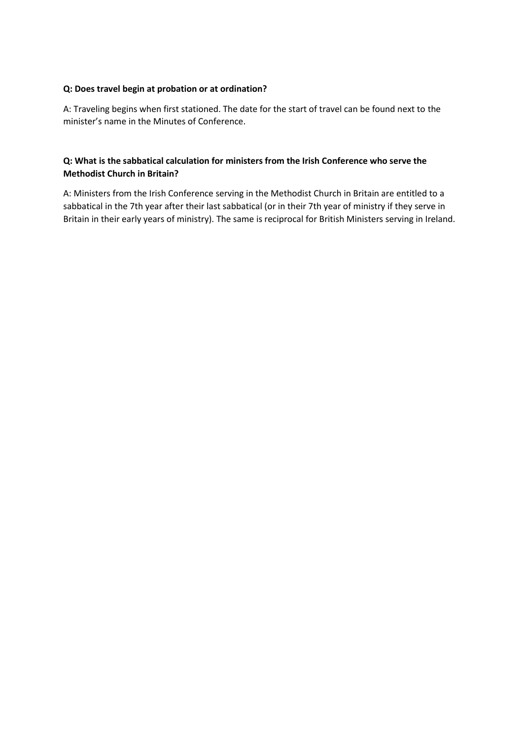**Q: Does travel begin at probation or at ordination?**

A: Traveling begins when first stationed. The date for the start of travel can be found next to the minister's name in the Minutes of Conference.

**Q: What is the sabbatical calculation for ministers from the Irish Conference who serve the Methodist Church in Britain?**

A: Ministers from the Irish Conference serving in the Methodist Church in Britain are entitled to a sabbatical in the 7th year after their last sabbatical (or in their 7th year of ministry if they serve in Britain in their early years of ministry). The same is reciprocal for British Ministers serving in Ireland.